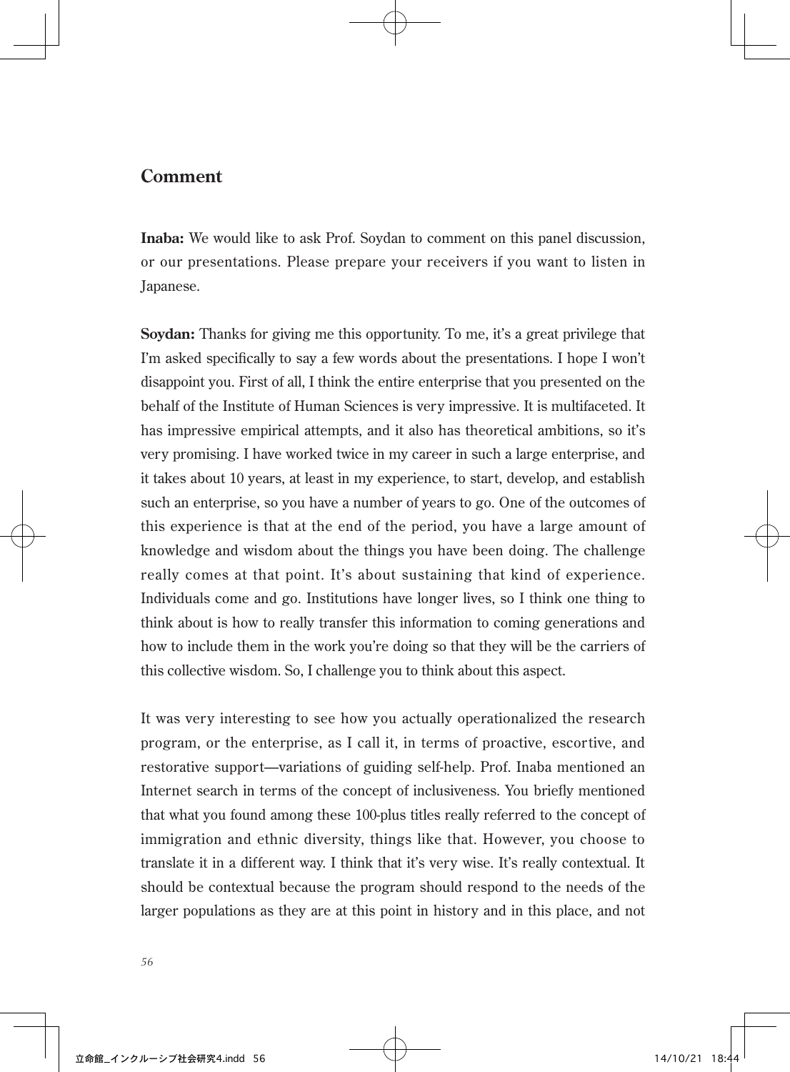## Comment

**Inaba:** We would like to ask Prof. Soydan to comment on this panel discussion, or our presentations. Please prepare your receivers if you want to listen in Japanese.

**Soydan:** Thanks for giving me this opportunity. To me, it's a great privilege that I'm asked specifically to say a few words about the presentations. I hope I won't disappoint you. First of all, I think the entire enterprise that you presented on the behalf of the Institute of Human Sciences is very impressive. It is multifaceted. It has impressive empirical attempts, and it also has theoretical ambitions, so it's very promising. I have worked twice in my career in such a large enterprise, and it takes about 10 years, at least in my experience, to start, develop, and establish such an enterprise, so you have a number of years to go. One of the outcomes of this experience is that at the end of the period, you have a large amount of knowledge and wisdom about the things you have been doing. The challenge really comes at that point. It's about sustaining that kind of experience. Individuals come and go. Institutions have longer lives, so I think one thing to think about is how to really transfer this information to coming generations and how to include them in the work you're doing so that they will be the carriers of this collective wisdom. So, I challenge you to think about this aspect.

It was very interesting to see how you actually operationalized the research program, or the enterprise, as I call it, in terms of proactive, escortive, and restorative support—variations of guiding self-help. Prof. Inaba mentioned an Internet search in terms of the concept of inclusiveness. You briefly mentioned that what you found among these 100-plus titles really referred to the concept of immigration and ethnic diversity, things like that. However, you choose to translate it in a different way. I think that it's very wise. It's really contextual. It should be contextual because the program should respond to the needs of the larger populations as they are at this point in history and in this place, and not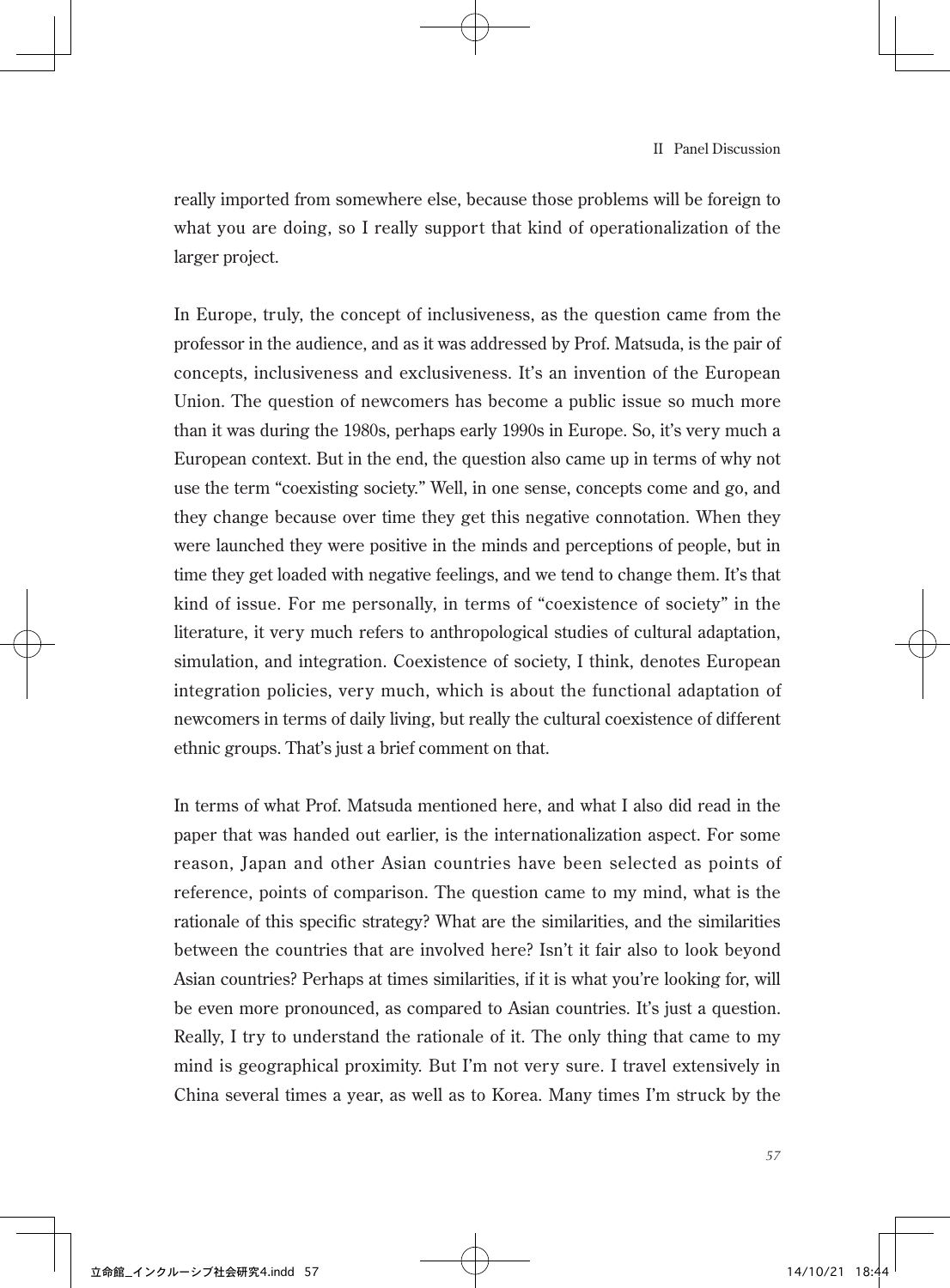really imported from somewhere else, because those problems will be foreign to what you are doing, so I really support that kind of operationalization of the larger project.

In Europe, truly, the concept of inclusiveness, as the question came from the professor in the audience, and as it was addressed by Prof. Matsuda, is the pair of concepts, inclusiveness and exclusiveness. It's an invention of the European Union. The question of newcomers has become a public issue so much more than it was during the 1980s, perhaps early 1990s in Europe. So, it's very much a European context. But in the end, the question also came up in terms of why not use the term "coexisting society." Well, in one sense, concepts come and go, and they change because over time they get this negative connotation. When they were launched they were positive in the minds and perceptions of people, but in time they get loaded with negative feelings, and we tend to change them. It's that kind of issue. For me personally, in terms of "coexistence of society" in the literature, it very much refers to anthropological studies of cultural adaptation, simulation, and integration. Coexistence of society, I think, denotes European integration policies, very much, which is about the functional adaptation of newcomers in terms of daily living, but really the cultural coexistence of different ethnic groups. That's just a brief comment on that.

In terms of what Prof. Matsuda mentioned here, and what I also did read in the paper that was handed out earlier, is the internationalization aspect. For some reason, Japan and other Asian countries have been selected as points of reference, points of comparison. The question came to my mind, what is the rationale of this specific strategy? What are the similarities, and the similarities between the countries that are involved here? Isn't it fair also to look beyond Asian countries? Perhaps at times similarities, if it is what you're looking for, will be even more pronounced, as compared to Asian countries. It's just a question. Really, I try to understand the rationale of it. The only thing that came to my mind is geographical proximity. But I'm not very sure. I travel extensively in China several times a year, as well as to Korea. Many times I'm struck by the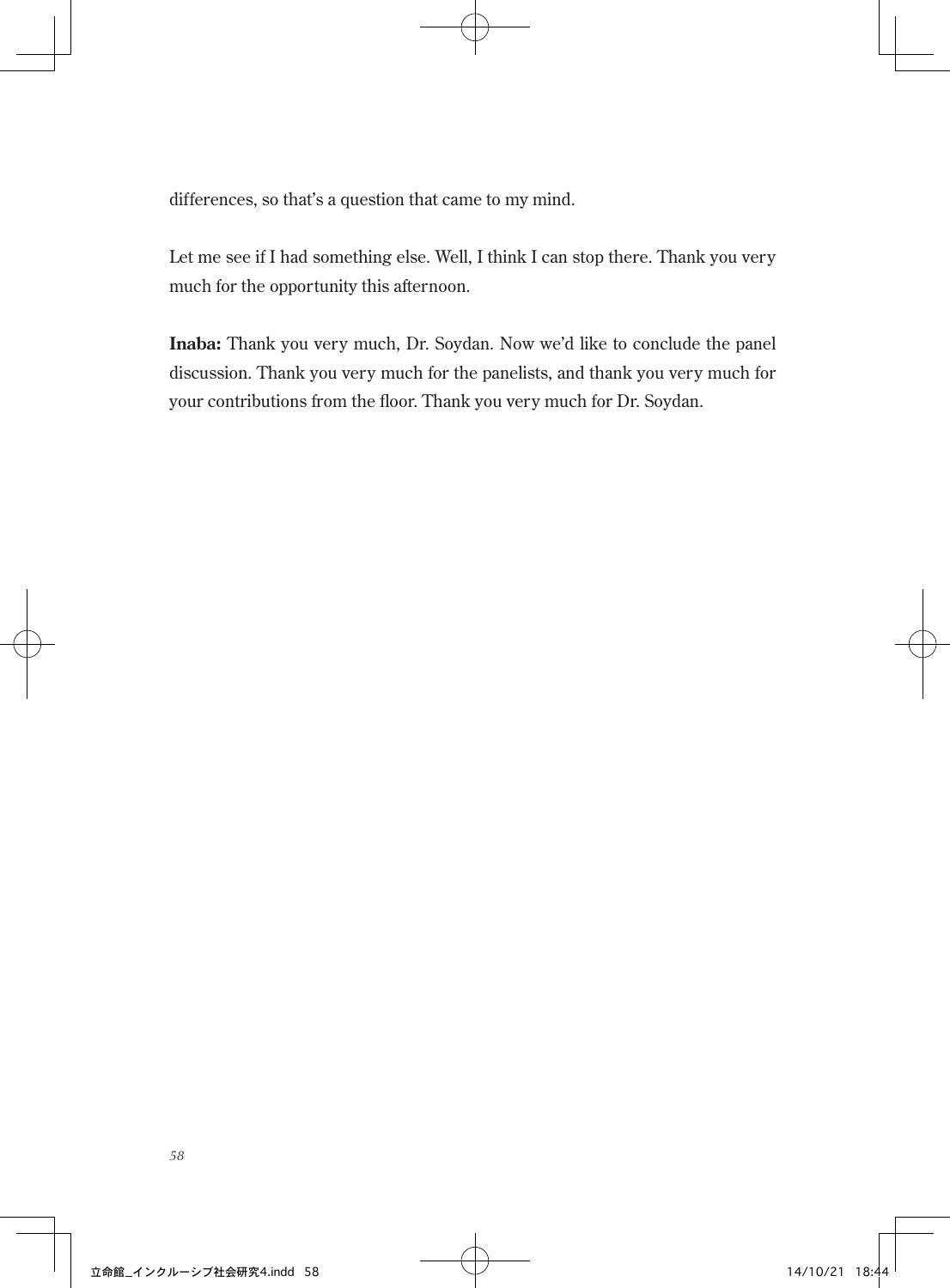differences, so that's a question that came to my mind.

Let me see if I had something else. Well, I think I can stop there. Thank you very much for the opportunity this afternoon.

**Inaba:** Thank you very much, Dr. Soydan. Now we'd like to conclude the panel discussion. Thank you very much for the panelists, and thank you very much for your contributions from the floor. Thank you very much for Dr. Soydan.